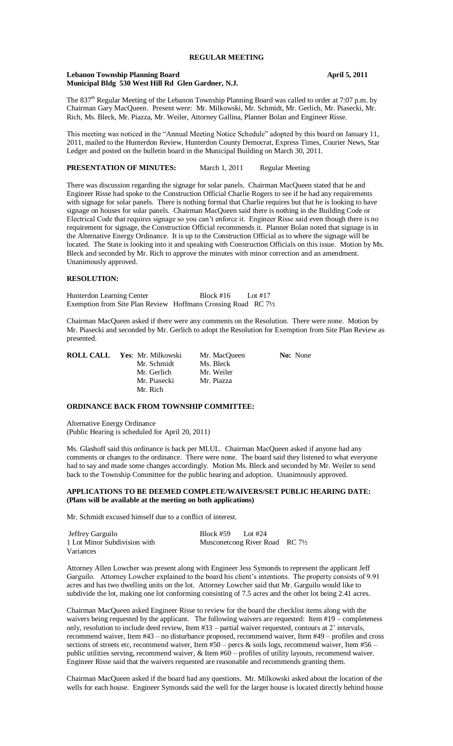# REGULAR MEETING

**Lebanon Township Planning Board** **April 5, 2011**
**Municipal Bldg 530 West Hill Rd Glen Gardner, N.J.**

The 837th Regular Meeting of the Lebanon Township Planning Board was called to order at 7:07 p.m. by Chairman Gary MacQueen. Present were: Mr. Milkowski, Mr. Schmidt, Mr. Gerlich, Mr. Piasecki, Mr. Rich, Ms. Bleck, Mr. Piazza, Mr. Weiler, Attorney Gallina, Planner Bolan and Engineer Risse.

This meeting was noticed in the "Annual Meeting Notice Schedule" adopted by this board on January 11, 2011, mailed to the Hunterdon Review, Hunterdon County Democrat, Express Times, Courier News, Star Ledger and posted on the bulletin board in the Municipal Building on March 30, 2011.

**PRESENTATION OF MINUTES:** March 1, 2011 Regular Meeting

There was discussion regarding the signage for solar panels. Chairman MacQueen stated that he and Engineer Risse had spoke to the Construction Official Charlie Rogers to see if he had any requirements with signage for solar panels. There is nothing formal that Charlie requires but that he is looking to have signage on houses for solar panels. Chairman MacQueen said there is nothing in the Building Code or Electrical Code that requires signage so you can't enforce it. Engineer Risse said even though there is no requirement for signage, the Construction Official recommends it. Planner Bolan noted that signage is in the Alternative Energy Ordinance. It is up to the Construction Official as to where the signage will be located. The State is looking into it and speaking with Construction Officials on this issue. Motion by Ms. Bleck and seconded by Mr. Rich to approve the minutes with minor correction and an amendment. Unanimously approved.

**RESOLUTION:**

Hunterdon Learning Center Block #16 Lot #17
Exemption from Site Plan Review Hoffmans Crossing Road RC 7½

Chairman MacQueen asked if there were any comments on the Resolution. There were none. Motion by Mr. Piasecki and seconded by Mr. Gerlich to adopt the Resolution for Exemption from Site Plan Review as presented.

| **ROLL CALL** | **Yes**: Mr. Milkowski | Mr. MacQueen | **No:** None |
|---|---|---|---|
| | Mr. Schmidt | Ms. Bleck | |
| | Mr. Gerlich | Mr. Weiler | |
| | Mr. Piasecki | Mr. Piazza | |
| | Mr. Rich | | |

**ORDINANCE BACK FROM TOWNSHIP COMMITTEE:**

Alternative Energy Ordinance
(Public Hearing is scheduled for April 20, 2011)

Ms. Glashoff said this ordinance is back per MLUL. Chairman MacQueen asked if anyone had any comments or changes to the ordinance. There were none. The board said they listened to what everyone had to say and made some changes accordingly. Motion Ms. Bleck and seconded by Mr. Weiler to send back to the Township Committee for the public hearing and adoption. Unanimously approved.

**APPLICATIONS TO BE DEEMED COMPLETE/WAIVERS/SET PUBLIC HEARING DATE: (Plans will be available at the meeting on both applications)**

Mr. Schmidt excused himself due to a conflict of interest.

Jeffrey Garguilo Block #59 Lot #24
1 Lot Minor Subdivision with Musconetcong River Road RC 7½
Variances

Attorney Allen Lowcher was present along with Engineer Jess Symonds to represent the applicant Jeff Garguilo. Attorney Lowcher explained to the board his client's intentions. The property consists of 9.91 acres and has two dwelling units on the lot. Attorney Lowcher said that Mr. Garguilo would like to subdivide the lot, making one lot conforming consisting of 7.5 acres and the other lot being 2.41 acres.

Chairman MacQueen asked Engineer Risse to review for the board the checklist items along with the waivers being requested by the applicant. The following waivers are requested: Item #19 – completeness only, resolution to include deed review, Item #33 – partial waiver requested, contours at 2' intervals, recommend waiver, Item #43 – no disturbance proposed, recommend waiver, Item #49 – profiles and cross sections of streets etc, recommend waiver, Item #50 – percs & soils logs, recommend waiver, Item #56 – public utilities serving, recommend waiver, & Item #60 – profiles of utility layouts, recommend waiver. Engineer Risse said that the waivers requested are reasonable and recommends granting them.

Chairman MacQueen asked if the board had any questions. Mr. Milkowski asked about the location of the wells for each house. Engineer Symonds said the well for the larger house is located directly behind house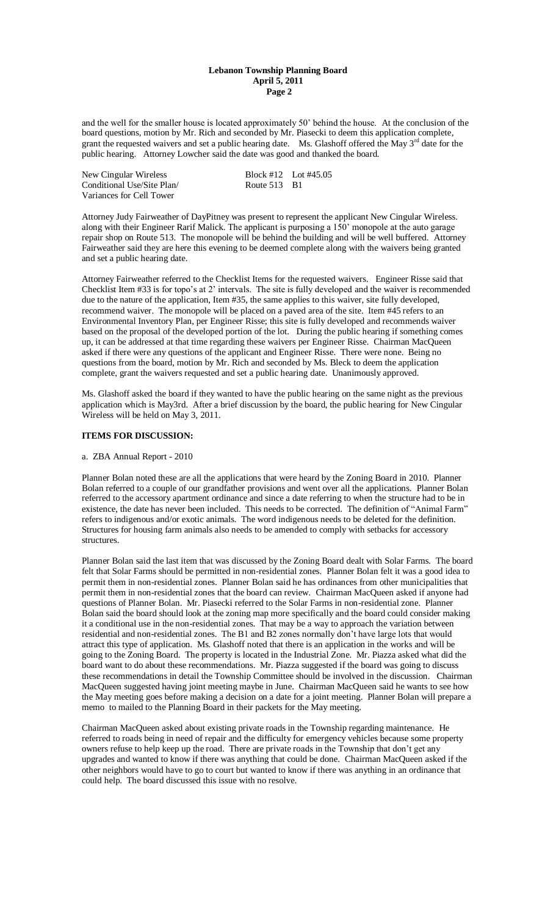and the well for the smaller house is located approximately 50' behind the house. At the conclusion of the board questions, motion by Mr. Rich and seconded by Mr. Piasecki to deem this application complete, grant the requested waivers and set a public hearing date. Ms. Glashoff offered the May 3rd date for the public hearing. Attorney Lowcher said the date was good and thanked the board.

| | |
|---|---|
| New Cingular Wireless | Block #12 Lot #45.05 |
| Conditional Use/Site Plan/ | Route 513 B1 |
| Variances for Cell Tower | |

Attorney Judy Fairweather of DayPitney was present to represent the applicant New Cingular Wireless. along with their Engineer Rarif Malick. The applicant is purposing a 150' monopole at the auto garage repair shop on Route 513. The monopole will be behind the building and will be well buffered. Attorney Fairweather said they are here this evening to be deemed complete along with the waivers being granted and set a public hearing date.

Attorney Fairweather referred to the Checklist Items for the requested waivers. Engineer Risse said that Checklist Item #33 is for topo's at 2' intervals. The site is fully developed and the waiver is recommended due to the nature of the application, Item #35, the same applies to this waiver, site fully developed, recommend waiver. The monopole will be placed on a paved area of the site. Item #45 refers to an Environmental Inventory Plan, per Engineer Risse; this site is fully developed and recommends waiver based on the proposal of the developed portion of the lot. During the public hearing if something comes up, it can be addressed at that time regarding these waivers per Engineer Risse. Chairman MacQueen asked if there were any questions of the applicant and Engineer Risse. There were none. Being no questions from the board, motion by Mr. Rich and seconded by Ms. Bleck to deem the application complete, grant the waivers requested and set a public hearing date. Unanimously approved.

Ms. Glashoff asked the board if they wanted to have the public hearing on the same night as the previous application which is May3rd. After a brief discussion by the board, the public hearing for New Cingular Wireless will be held on May 3, 2011.

**ITEMS FOR DISCUSSION:**

a. ZBA Annual Report - 2010

Planner Bolan noted these are all the applications that were heard by the Zoning Board in 2010. Planner Bolan referred to a couple of our grandfather provisions and went over all the applications. Planner Bolan referred to the accessory apartment ordinance and since a date referring to when the structure had to be in existence, the date has never been included. This needs to be corrected. The definition of "Animal Farm" refers to indigenous and/or exotic animals. The word indigenous needs to be deleted for the definition. Structures for housing farm animals also needs to be amended to comply with setbacks for accessory structures.

Planner Bolan said the last item that was discussed by the Zoning Board dealt with Solar Farms. The board felt that Solar Farms should be permitted in non-residential zones. Planner Bolan felt it was a good idea to permit them in non-residential zones. Planner Bolan said he has ordinances from other municipalities that permit them in non-residential zones that the board can review. Chairman MacQueen asked if anyone had questions of Planner Bolan. Mr. Piasecki referred to the Solar Farms in non-residential zone. Planner Bolan said the board should look at the zoning map more specifically and the board could consider making it a conditional use in the non-residential zones. That may be a way to approach the variation between residential and non-residential zones. The B1 and B2 zones normally don't have large lots that would attract this type of application. Ms. Glashoff noted that there is an application in the works and will be going to the Zoning Board. The property is located in the Industrial Zone. Mr. Piazza asked what did the board want to do about these recommendations. Mr. Piazza suggested if the board was going to discuss these recommendations in detail the Township Committee should be involved in the discussion. Chairman MacQueen suggested having joint meeting maybe in June. Chairman MacQueen said he wants to see how the May meeting goes before making a decision on a date for a joint meeting. Planner Bolan will prepare a memo to mailed to the Planning Board in their packets for the May meeting.

Chairman MacQueen asked about existing private roads in the Township regarding maintenance. He referred to roads being in need of repair and the difficulty for emergency vehicles because some property owners refuse to help keep up the road. There are private roads in the Township that don't get any upgrades and wanted to know if there was anything that could be done. Chairman MacQueen asked if the other neighbors would have to go to court but wanted to know if there was anything in an ordinance that could help. The board discussed this issue with no resolve.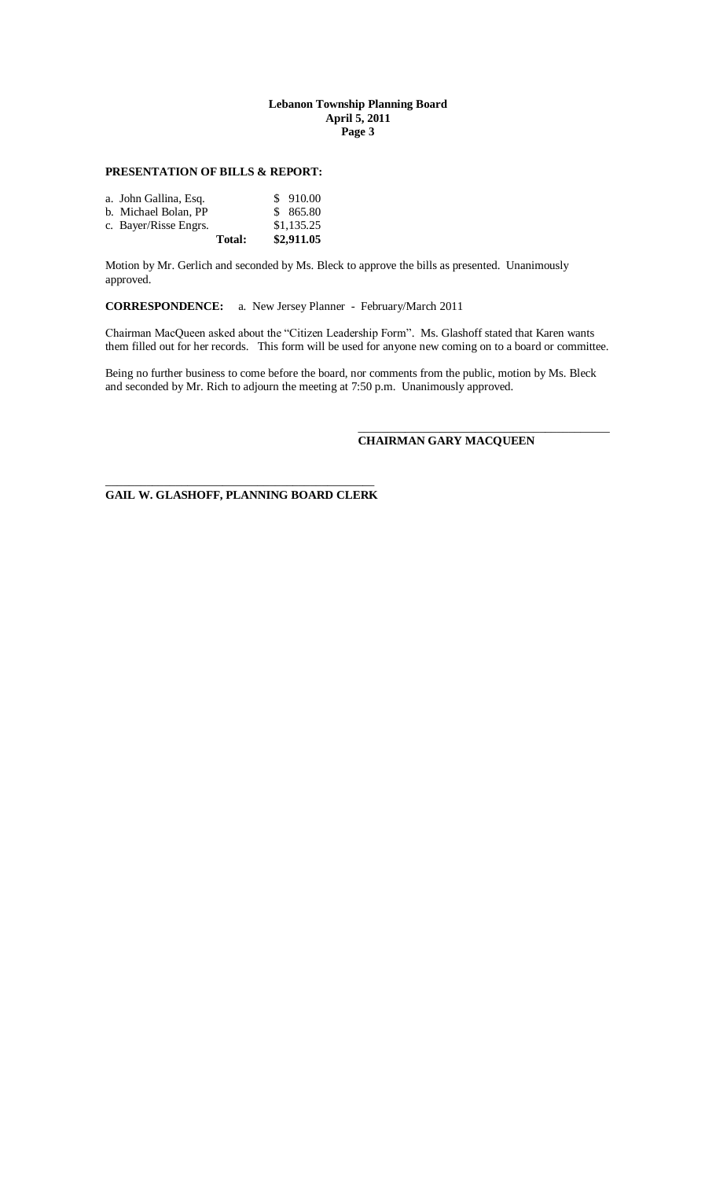**PRESENTATION OF BILLS & REPORT:**

| | |
|---|---|
| a. John Gallina, Esq. | $ 910.00 |
| b. Michael Bolan, PP | $ 865.80 |
| c. Bayer/Risse Engrs. | $1,135.25 |
| **Total:** | **$2,911.05** |

Motion by Mr. Gerlich and seconded by Ms. Bleck to approve the bills as presented. Unanimously approved.

**CORRESPONDENCE:** a. New Jersey Planner - February/March 2011

Chairman MacQueen asked about the "Citizen Leadership Form". Ms. Glashoff stated that Karen wants them filled out for her records. This form will be used for anyone new coming on to a board or committee.

Being no further business to come before the board, nor comments from the public, motion by Ms. Bleck and seconded by Mr. Rich to adjourn the meeting at 7:50 p.m. Unanimously approved.

\_\_\_\_\_\_\_\_\_\_\_\_\_\_\_\_\_\_\_\_\_\_\_\_\_\_\_\_\_\_\_\_\_\_\_\_\_\_\_\_\_\_

**CHAIRMAN GARY MACQUEEN**

\_\_\_\_\_\_\_\_\_\_\_\_\_\_\_\_\_\_\_\_\_\_\_\_\_\_\_\_\_\_\_\_\_\_\_\_\_\_\_\_\_\_

**GAIL W. GLASHOFF, PLANNING BOARD CLERK**